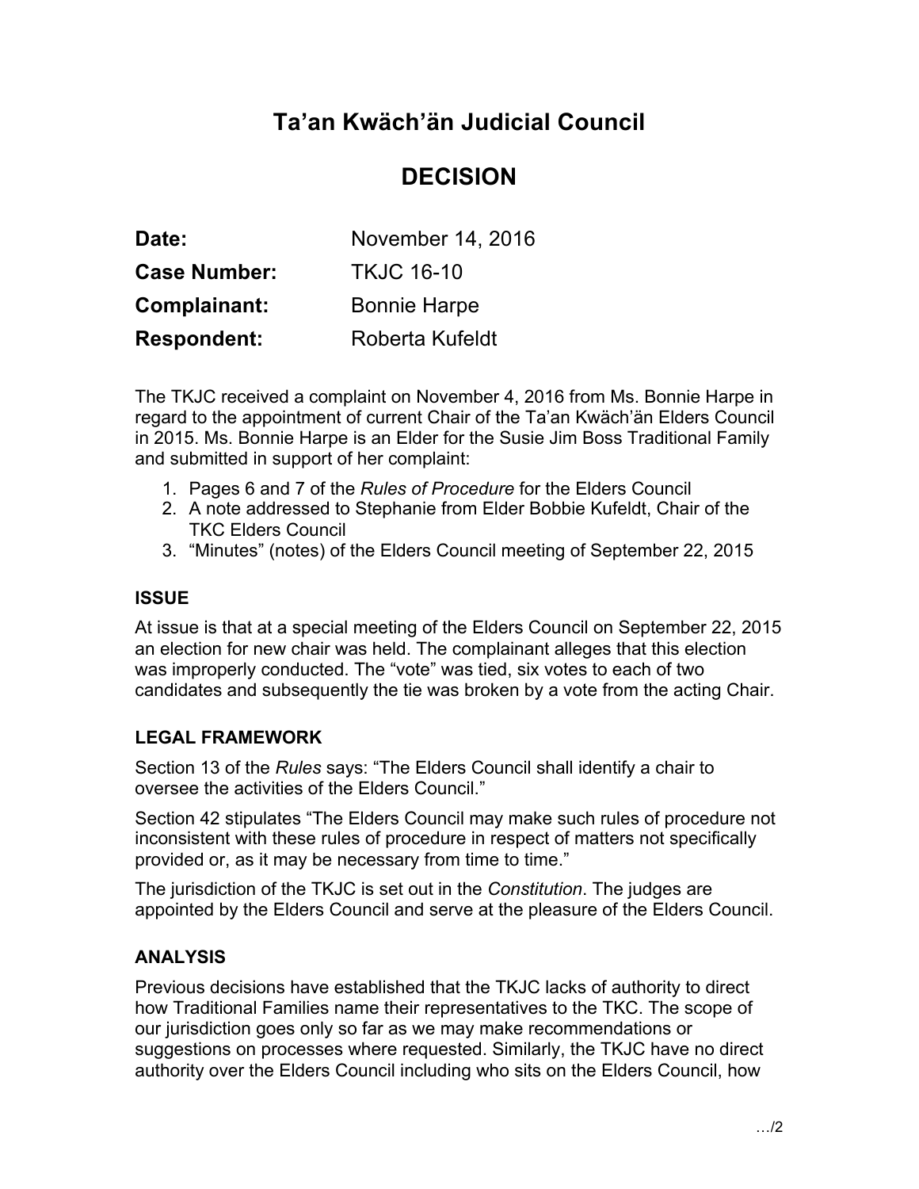# Ta'an Kwäch'än Judicial Council

# DECISION

**Date:** November 14, 2016

**Case Number:** TKJC 16-10

**Complainant:** Bonnie Harpe

**Respondent:** Roberta Kufeldt

The TKJC received a complaint on November 4, 2016 from Ms. Bonnie Harpe in regard to the appointment of current Chair of the Ta'an Kwäch'än Elders Council in 2015. Ms. Bonnie Harpe is an Elder for the Susie Jim Boss Traditional Family and submitted in support of her complaint:

1. Pages 6 and 7 of the *Rules of Procedure* for the Elders Council
2. A note addressed to Stephanie from Elder Bobbie Kufeldt, Chair of the TKC Elders Council
3. "Minutes" (notes) of the Elders Council meeting of September 22, 2015

## ISSUE

At issue is that at a special meeting of the Elders Council on September 22, 2015 an election for new chair was held. The complainant alleges that this election was improperly conducted. The "vote" was tied, six votes to each of two candidates and subsequently the tie was broken by a vote from the acting Chair.

## LEGAL FRAMEWORK

Section 13 of the *Rules* says: "The Elders Council shall identify a chair to oversee the activities of the Elders Council."

Section 42 stipulates "The Elders Council may make such rules of procedure not inconsistent with these rules of procedure in respect of matters not specifically provided or, as it may be necessary from time to time."

The jurisdiction of the TKJC is set out in the *Constitution*. The judges are appointed by the Elders Council and serve at the pleasure of the Elders Council.

## ANALYSIS

Previous decisions have established that the TKJC lacks of authority to direct how Traditional Families name their representatives to the TKC. The scope of our jurisdiction goes only so far as we may make recommendations or suggestions on processes where requested. Similarly, the TKJC have no direct authority over the Elders Council including who sits on the Elders Council, how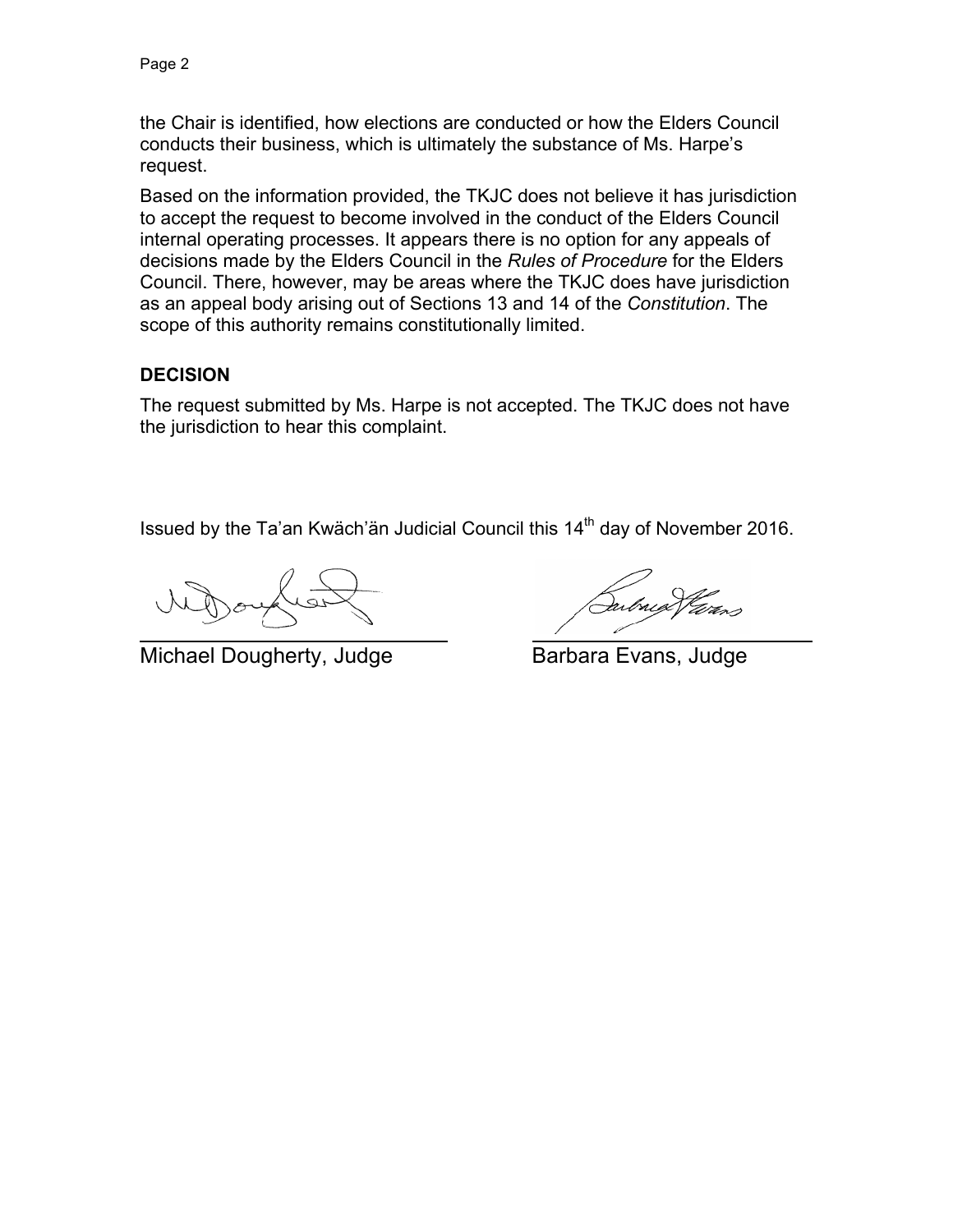the Chair is identified, how elections are conducted or how the Elders Council conducts their business, which is ultimately the substance of Ms. Harpe's request.

Based on the information provided, the TKJC does not believe it has jurisdiction to accept the request to become involved in the conduct of the Elders Council internal operating processes. It appears there is no option for any appeals of decisions made by the Elders Council in the *Rules of Procedure* for the Elders Council. There, however, may be areas where the TKJC does have jurisdiction as an appeal body arising out of Sections 13 and 14 of the *Constitution*. The scope of this authority remains constitutionally limited.

## DECISION

The request submitted by Ms. Harpe is not accepted. The TKJC does not have the jurisdiction to hear this complaint.

Issued by the Ta'an Kwäch'än Judicial Council this 14th day of November 2016.

Michael Dougherty, Judge

Barbara Evans, Judge